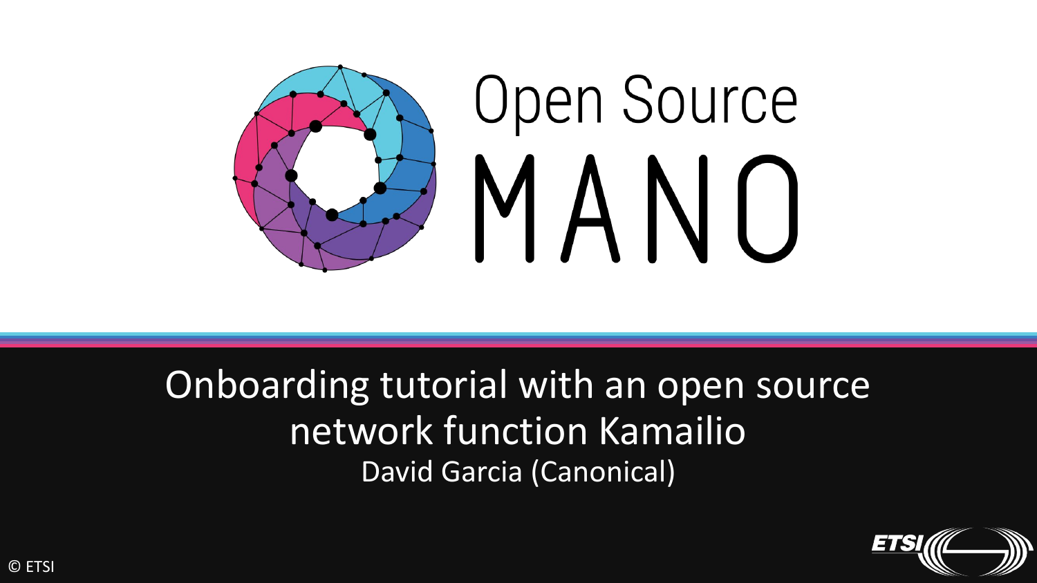# Open Source MANO

## Onboarding tutorial with an open source network function Kamailio

David Garcia (Canonical)

© ETSI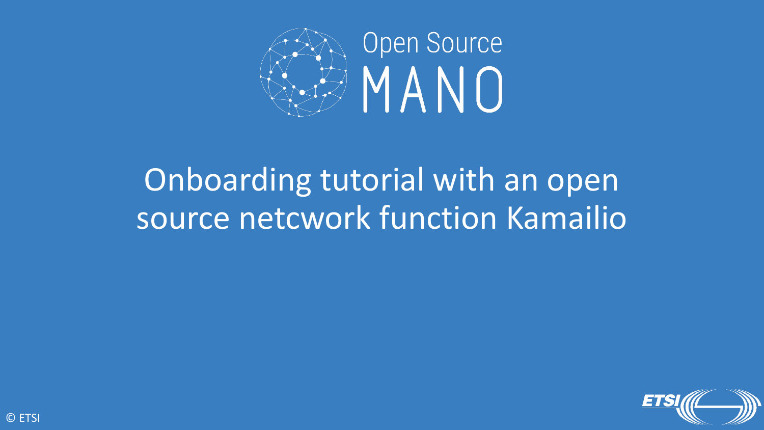Open Source MANO

# Onboarding tutorial with an open source netcwork function Kamailio

© ETSI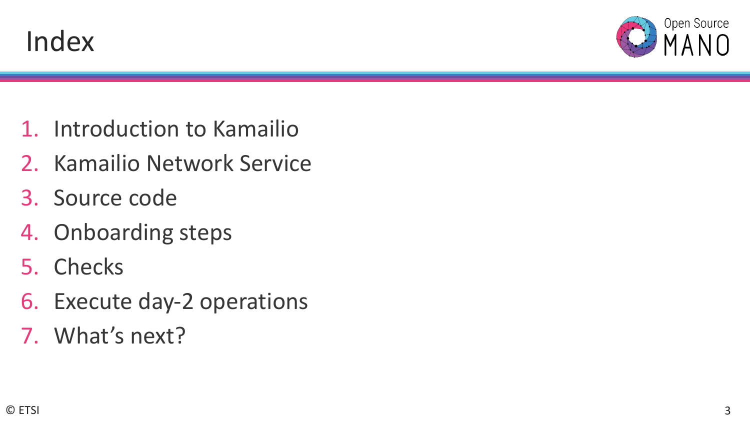# Index

1. Introduction to Kamailio
2. Kamailio Network Service
3. Source code
4. Onboarding steps
5. Checks
6. Execute day-2 operations
7. What's next?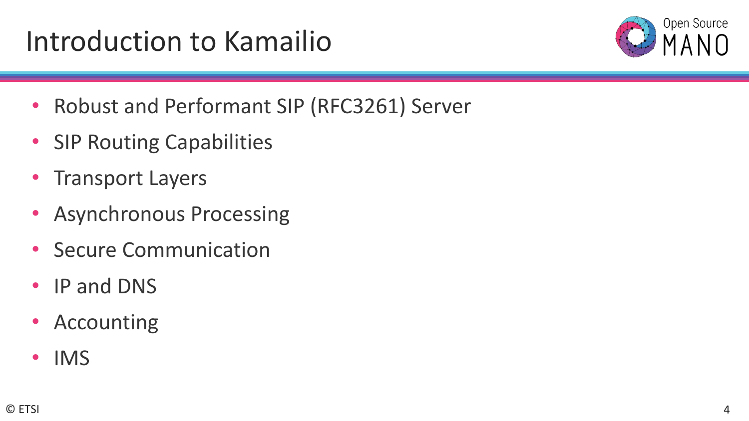# Introduction to Kamailio

- Robust and Performant SIP (RFC3261) Server
- SIP Routing Capabilities
- Transport Layers
- Asynchronous Processing
- Secure Communication
- IP and DNS
- Accounting
- IMS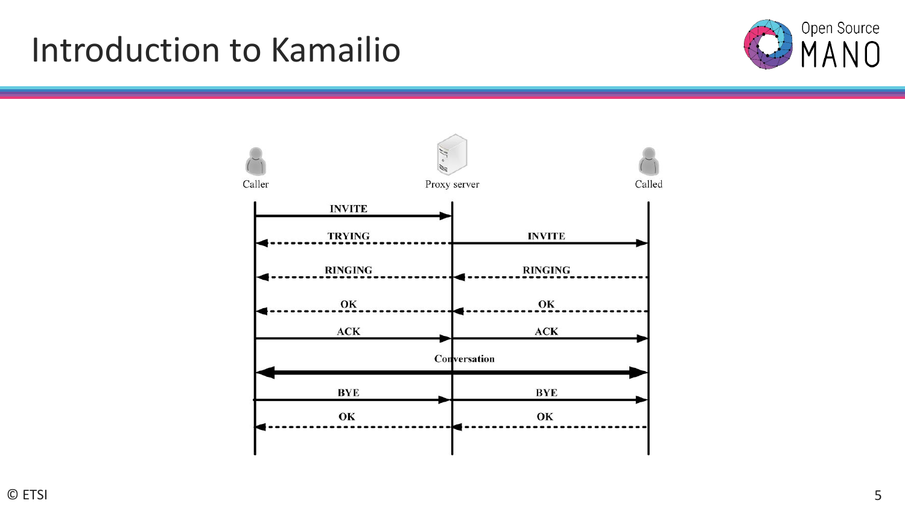# Introduction to Kamailio

Caller | Proxy server | Called

INVITE

TRYING | INVITE

RINGING | RINGING

OK | OK

ACK | ACK

Conversation

BYE | BYE

OK | OK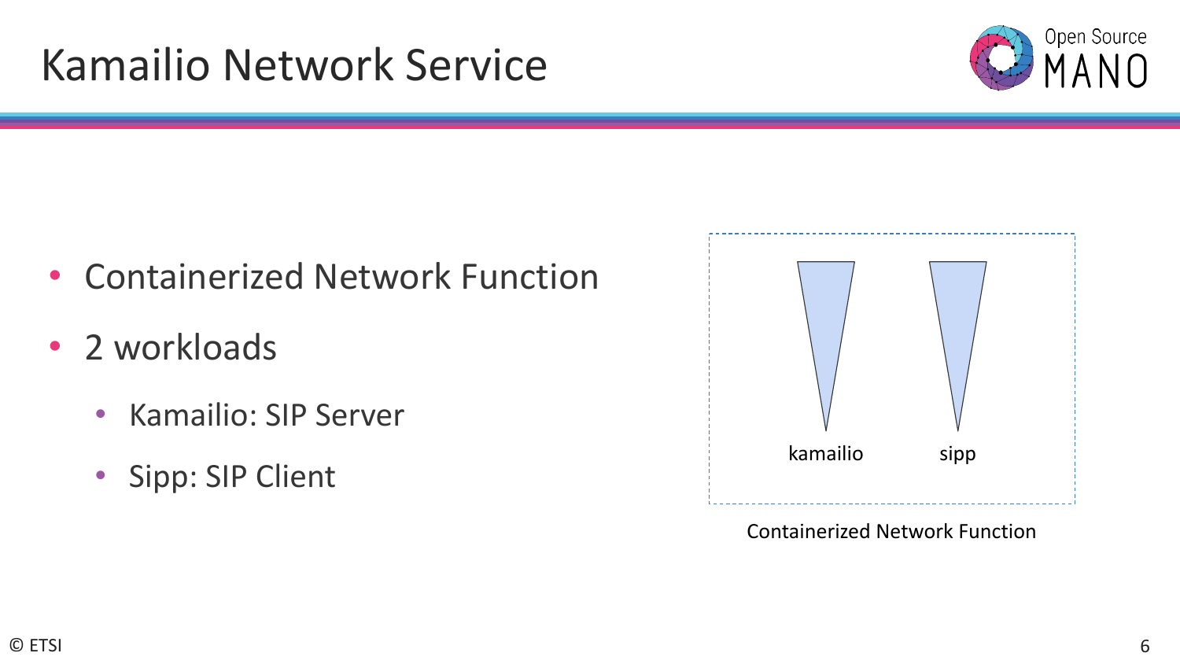# Kamailio Network Service

- Containerized Network Function
- 2 workloads
  - Kamailio: SIP Server
  - Sipp: SIP Client

kamailio sipp

Containerized Network Function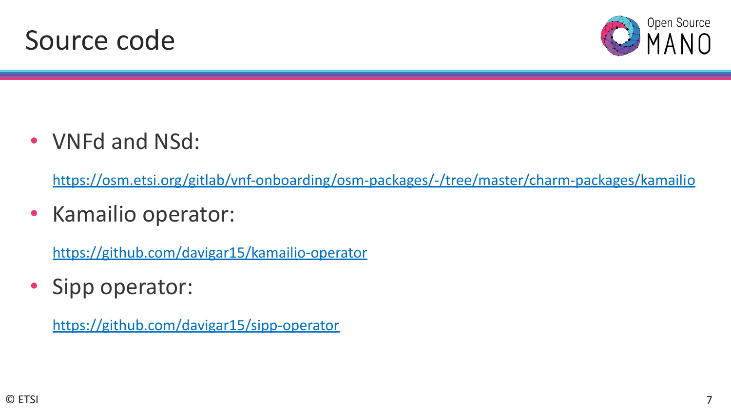# Source code

- VNFd and NSd:

  https://osm.etsi.org/gitlab/vnf-onboarding/osm-packages/-/tree/master/charm-packages/kamailio

- Kamailio operator:

  https://github.com/davigar15/kamailio-operator

- Sipp operator:

  https://github.com/davigar15/sipp-operator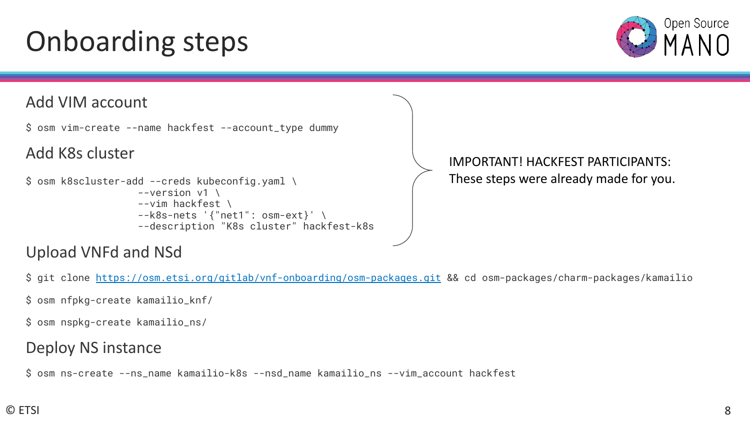# Onboarding steps

## Add VIM account

```
$ osm vim-create --name hackfest --account_type dummy
```

## Add K8s cluster

```
$ osm k8scluster-add --creds kubeconfig.yaml \
                   --version v1 \
                   --vim hackfest \
                   --k8s-nets '{"net1": osm-ext}' \
                   --description "K8s cluster" hackfest-k8s
```

IMPORTANT! HACKFEST PARTICIPANTS:
These steps were already made for you.

## Upload VNFd and NSd

```
$ git clone https://osm.etsi.org/gitlab/vnf-onboarding/osm-packages.git && cd osm-packages/charm-packages/kamailio
```

```
$ osm nfpkg-create kamailio_knf/
```

```
$ osm nspkg-create kamailio_ns/
```

## Deploy NS instance

```
$ osm ns-create --ns_name kamailio-k8s --nsd_name kamailio_ns --vim_account hackfest
```

© ETSI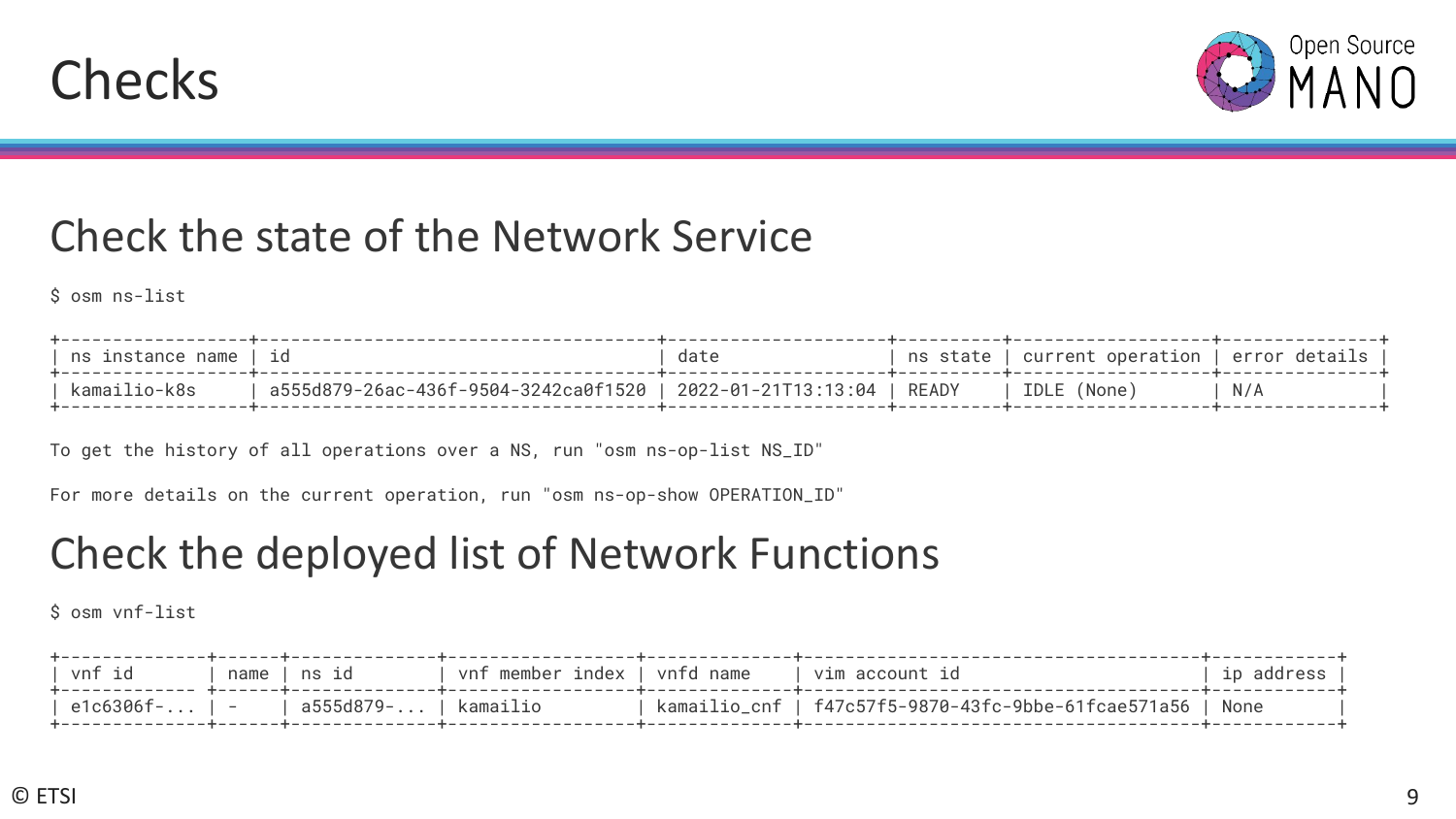# Checks

## Check the state of the Network Service

```
$ osm ns-list
```

```
+------------------+--------------------------------------+---------------------+----------+-------------------+---------------+
| ns instance name | id                                   | date                | ns state | current operation | error details |
+------------------+--------------------------------------+---------------------+----------+-------------------+---------------+
| kamailio-k8s     | a555d879-26ac-436f-9504-3242ca0f1520 | 2022-01-21T13:13:04 | READY    | IDLE (None)       | N/A           |
+------------------+--------------------------------------+---------------------+----------+-------------------+---------------+
```

```
To get the history of all operations over a NS, run "osm ns-op-list NS_ID"
For more details on the current operation, run "osm ns-op-show OPERATION_ID"
```

## Check the deployed list of Network Functions

```
$ osm vnf-list
```

```
+-------------+------+-------------+------------------+--------------+--------------------------------------+------------+
| vnf id      | name | ns id       | vnf member index | vnfd name    | vim account id                       | ip address |
+-------------+------+-------------+------------------+--------------+--------------------------------------+------------+
| e1c6306f-... | -   | a555d879-... | kamailio        | kamailio_cnf | f47c57f5-9870-43fc-9bbe-61fcae571a56 | None       |
+-------------+------+-------------+------------------+--------------+--------------------------------------+------------+
```

© ETSI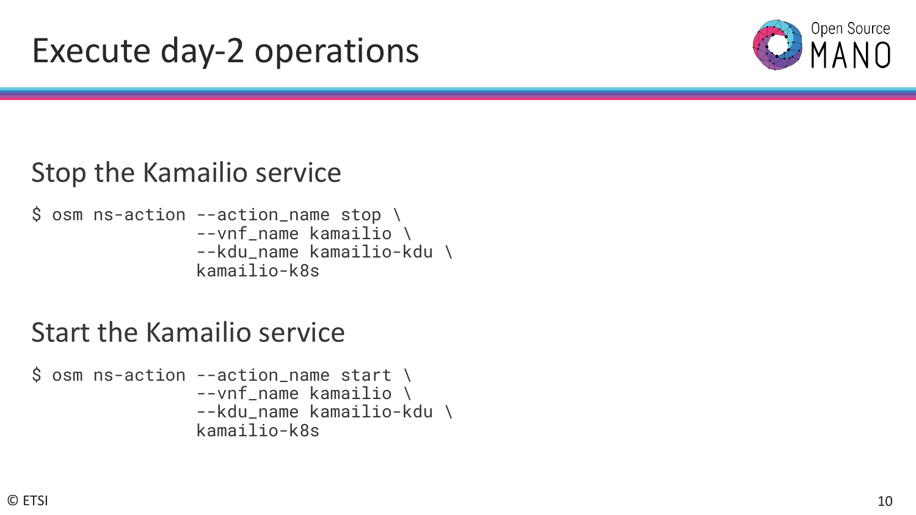# Execute day-2 operations

## Stop the Kamailio service

```
$ osm ns-action --action_name stop \
                --vnf_name kamailio \
                --kdu_name kamailio-kdu \
                kamailio-k8s
```

## Start the Kamailio service

```
$ osm ns-action --action_name start \
                --vnf_name kamailio \
                --kdu_name kamailio-kdu \
                kamailio-k8s
```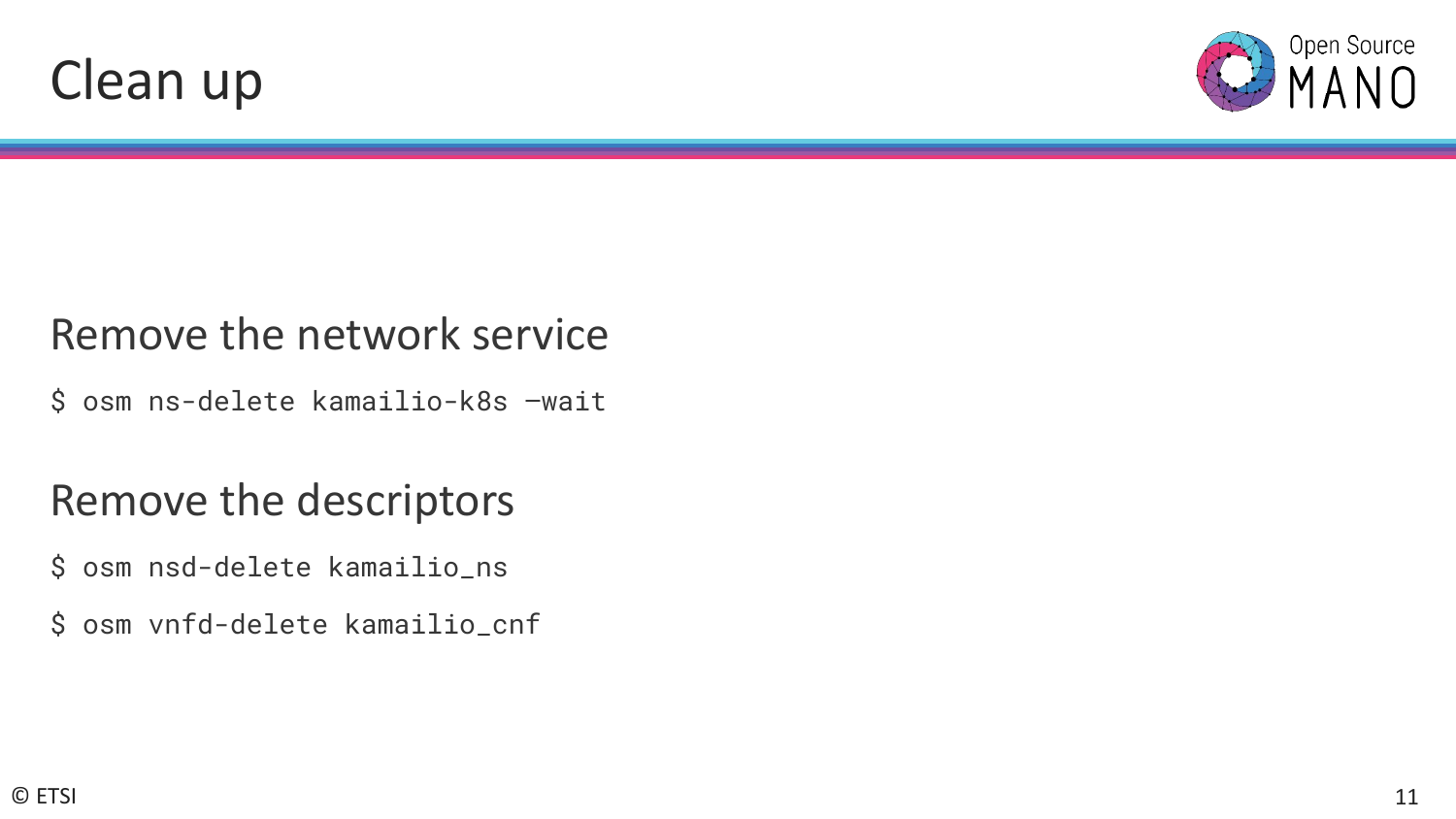# Clean up

## Remove the network service

```
$ osm ns-delete kamailio-k8s —wait
```

## Remove the descriptors

```
$ osm nsd-delete kamailio_ns
$ osm vnfd-delete kamailio_cnf
```

© ETSI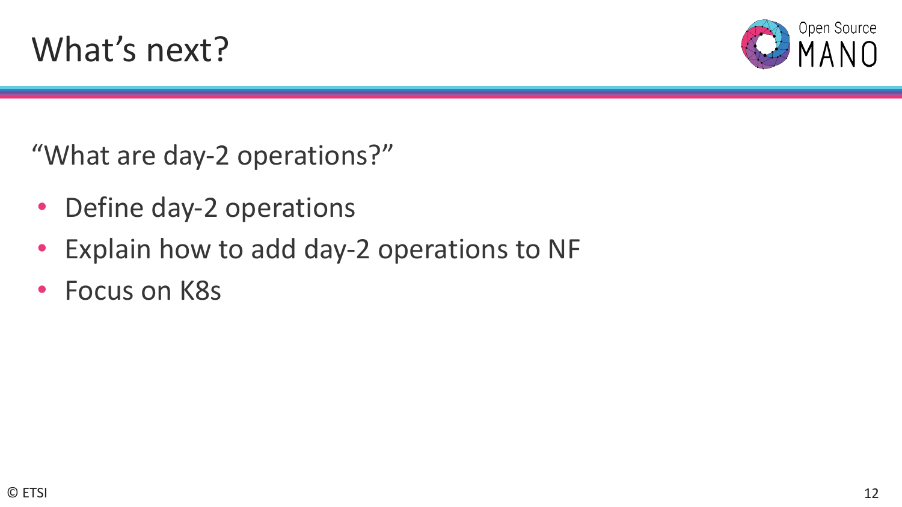# What's next?

"What are day-2 operations?"

- Define day-2 operations
- Explain how to add day-2 operations to NF
- Focus on K8s